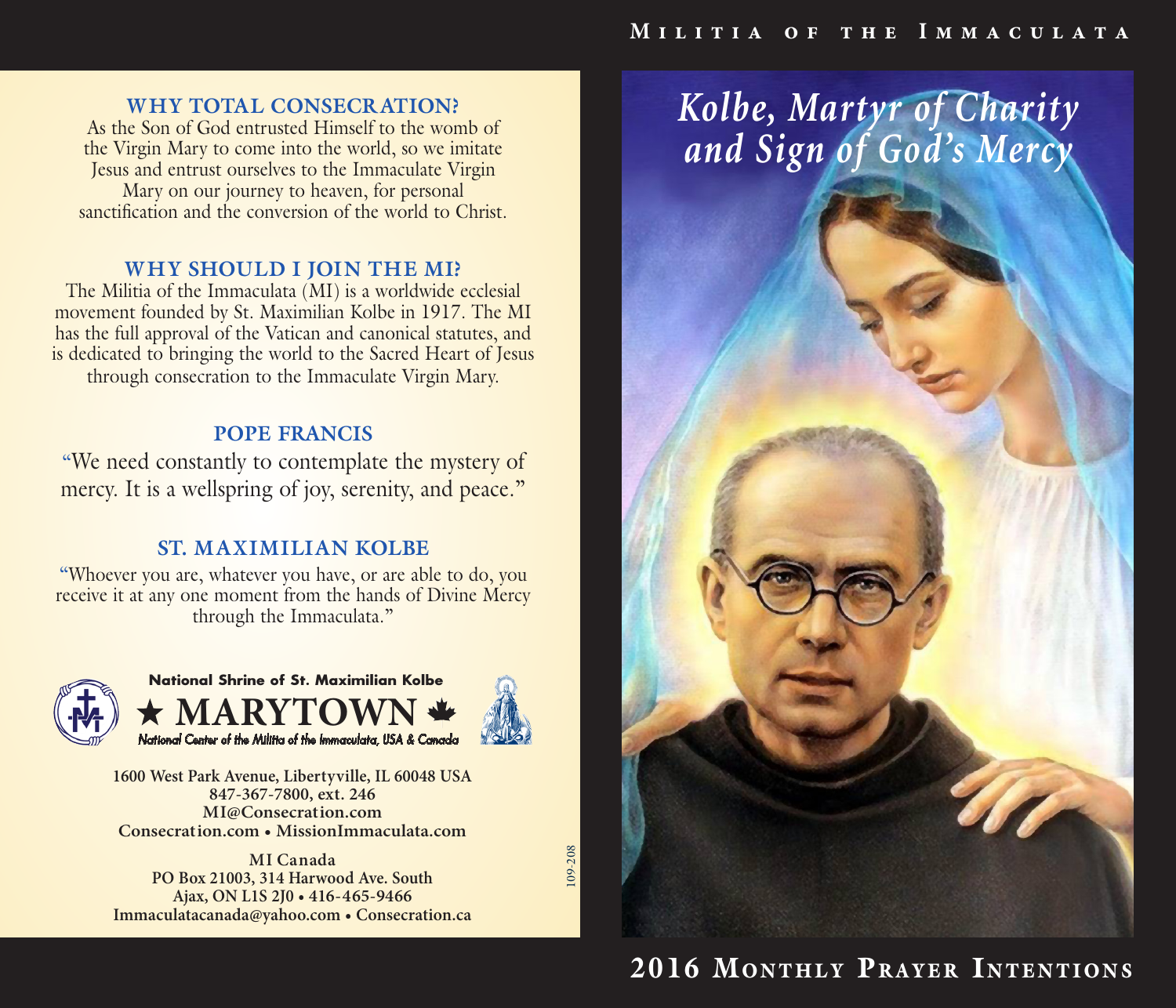# Militia of the Immaculata

# Kolbe, Martyr of Charity and Sign of God's Mercy

## 2016 Monthly Prayer Intentions

### WHY TOTAL CONSECRATION?

As the Son of God entrusted Himself to the womb of the Virgin Mary to come into the world, so we imitate Jesus and entrust ourselves to the Immaculate Virgin Mary on our journey to heaven, for personal sanctification and the conversion of the world to Christ.

### WHY SHOULD I JOIN THE MI?

The Militia of the Immaculata (MI) is a worldwide ecclesial movement founded by St. Maximilian Kolbe in 1917. The MI has the full approval of the Vatican and canonical statutes, and is dedicated to bringing the world to the Sacred Heart of Jesus through consecration to the Immaculate Virgin Mary.

### POPE FRANCIS

"We need constantly to contemplate the mystery of mercy. It is a wellspring of joy, serenity, and peace."

### ST. MAXIMILIAN KOLBE

"Whoever you are, whatever you have, or are able to do, you receive it at any one moment from the hands of Divine Mercy through the Immaculata."

**National Shrine of St. Maximilian Kolbe**

**★ MARYTOWN**

*National Center of the Militia of the Immaculata, USA & Canada*

**1600 West Park Avenue, Libertyville, IL 60048 USA**
**847-367-7800, ext. 246**
**MI@Consecration.com**
**Consecration.com • MissionImmaculata.com**

**MI Canada**
**PO Box 21003, 314 Harwood Ave. South**
**Ajax, ON L1S 2J0 • 416-465-9466**
**Immaculatacanada@yahoo.com • Consecration.ca**

109-208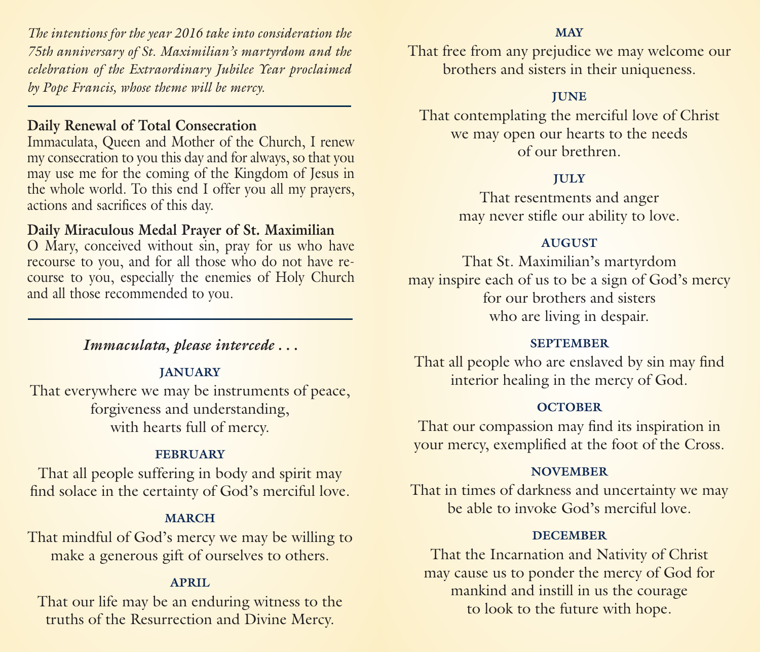*The intentions for the year 2016 take into consideration the 75th anniversary of St. Maximilian's martyrdom and the celebration of the Extraordinary Jubilee Year proclaimed by Pope Francis, whose theme will be mercy.*

---

**Daily Renewal of Total Consecration**
Immaculata, Queen and Mother of the Church, I renew my consecration to you this day and for always, so that you may use me for the coming of the Kingdom of Jesus in the whole world. To this end I offer you all my prayers, actions and sacrifices of this day.

**Daily Miraculous Medal Prayer of St. Maximilian**
O Mary, conceived without sin, pray for us who have recourse to you, and for all those who do not have recourse to you, especially the enemies of Holy Church and all those recommended to you.

---

***Immaculata, please intercede . . .***

**JANUARY**
That everywhere we may be instruments of peace, forgiveness and understanding, with hearts full of mercy.

**FEBRUARY**
That all people suffering in body and spirit may find solace in the certainty of God's merciful love.

**MARCH**
That mindful of God's mercy we may be willing to make a generous gift of ourselves to others.

**APRIL**
That our life may be an enduring witness to the truths of the Resurrection and Divine Mercy.

**MAY**
That free from any prejudice we may welcome our brothers and sisters in their uniqueness.

**JUNE**
That contemplating the merciful love of Christ we may open our hearts to the needs of our brethren.

**JULY**
That resentments and anger may never stifle our ability to love.

**AUGUST**
That St. Maximilian's martyrdom may inspire each of us to be a sign of God's mercy for our brothers and sisters who are living in despair.

**SEPTEMBER**
That all people who are enslaved by sin may find interior healing in the mercy of God.

**OCTOBER**
That our compassion may find its inspiration in your mercy, exemplified at the foot of the Cross.

**NOVEMBER**
That in times of darkness and uncertainty we may be able to invoke God's merciful love.

**DECEMBER**
That the Incarnation and Nativity of Christ may cause us to ponder the mercy of God for mankind and instill in us the courage to look to the future with hope.